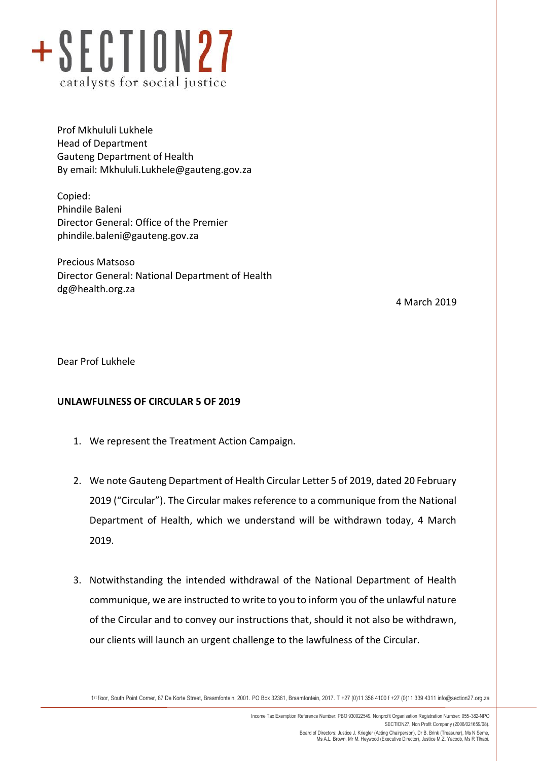+SECTION27
catalysts for social justice

Prof Mkhululi Lukhele
Head of Department
Gauteng Department of Health
By email: Mkhululi.Lukhele@gauteng.gov.za

Copied:
Phindile Baleni
Director General: Office of the Premier
phindile.baleni@gauteng.gov.za

Precious Matsoso
Director General: National Department of Health
dg@health.org.za

4 March 2019

Dear Prof Lukhele

**UNLAWFULNESS OF CIRCULAR 5 OF 2019**

1. We represent the Treatment Action Campaign.

2. We note Gauteng Department of Health Circular Letter 5 of 2019, dated 20 February 2019 ("Circular"). The Circular makes reference to a communique from the National Department of Health, which we understand will be withdrawn today, 4 March 2019.

3. Notwithstanding the intended withdrawal of the National Department of Health communique, we are instructed to write to you to inform you of the unlawful nature of the Circular and to convey our instructions that, should it not also be withdrawn, our clients will launch an urgent challenge to the lawfulness of the Circular.

1st floor, South Point Corner, 87 De Korte Street, Braamfontein, 2001. PO Box 32361, Braamfontein, 2017. T +27 (0)11 356 4100 f +27 (0)11 339 4311 info@section27.org.za

Income Tax Exemption Reference Number: PBO 930022549. Nonprofit Organisation Registration Number: 055-382-NPO
SECTION27, Non Profit Company (2006/021659/08).
Board of Directors: Justice J. Kriegler (Acting Chairperson), Dr B. Brink (Treasurer), Ms N Seme, Ms A.L. Brown, Mr M. Heywood (Executive Director), Justice M.Z. Yacoob, Ms R Tlhabi.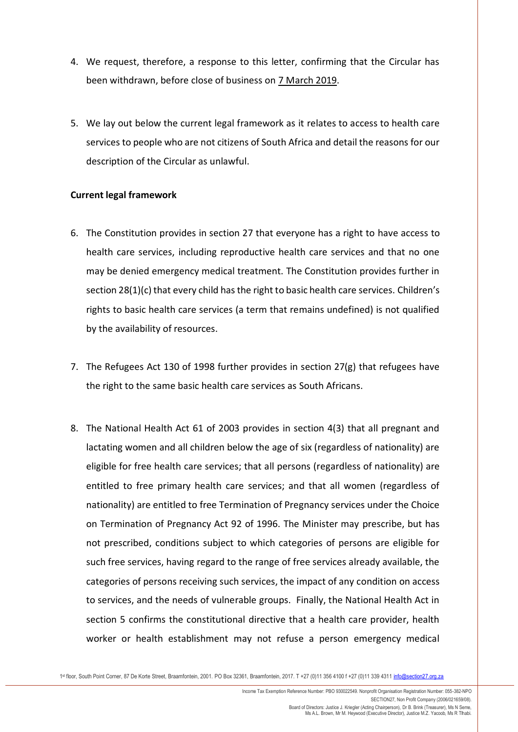4. We request, therefore, a response to this letter, confirming that the Circular has been withdrawn, before close of business on 7 March 2019.

5. We lay out below the current legal framework as it relates to access to health care services to people who are not citizens of South Africa and detail the reasons for our description of the Circular as unlawful.

**Current legal framework**

6. The Constitution provides in section 27 that everyone has a right to have access to health care services, including reproductive health care services and that no one may be denied emergency medical treatment. The Constitution provides further in section 28(1)(c) that every child has the right to basic health care services. Children's rights to basic health care services (a term that remains undefined) is not qualified by the availability of resources.

7. The Refugees Act 130 of 1998 further provides in section 27(g) that refugees have the right to the same basic health care services as South Africans.

8. The National Health Act 61 of 2003 provides in section 4(3) that all pregnant and lactating women and all children below the age of six (regardless of nationality) are eligible for free health care services; that all persons (regardless of nationality) are entitled to free primary health care services; and that all women (regardless of nationality) are entitled to free Termination of Pregnancy services under the Choice on Termination of Pregnancy Act 92 of 1996. The Minister may prescribe, but has not prescribed, conditions subject to which categories of persons are eligible for such free services, having regard to the range of free services already available, the categories of persons receiving such services, the impact of any condition on access to services, and the needs of vulnerable groups. Finally, the National Health Act in section 5 confirms the constitutional directive that a health care provider, health worker or health establishment may not refuse a person emergency medical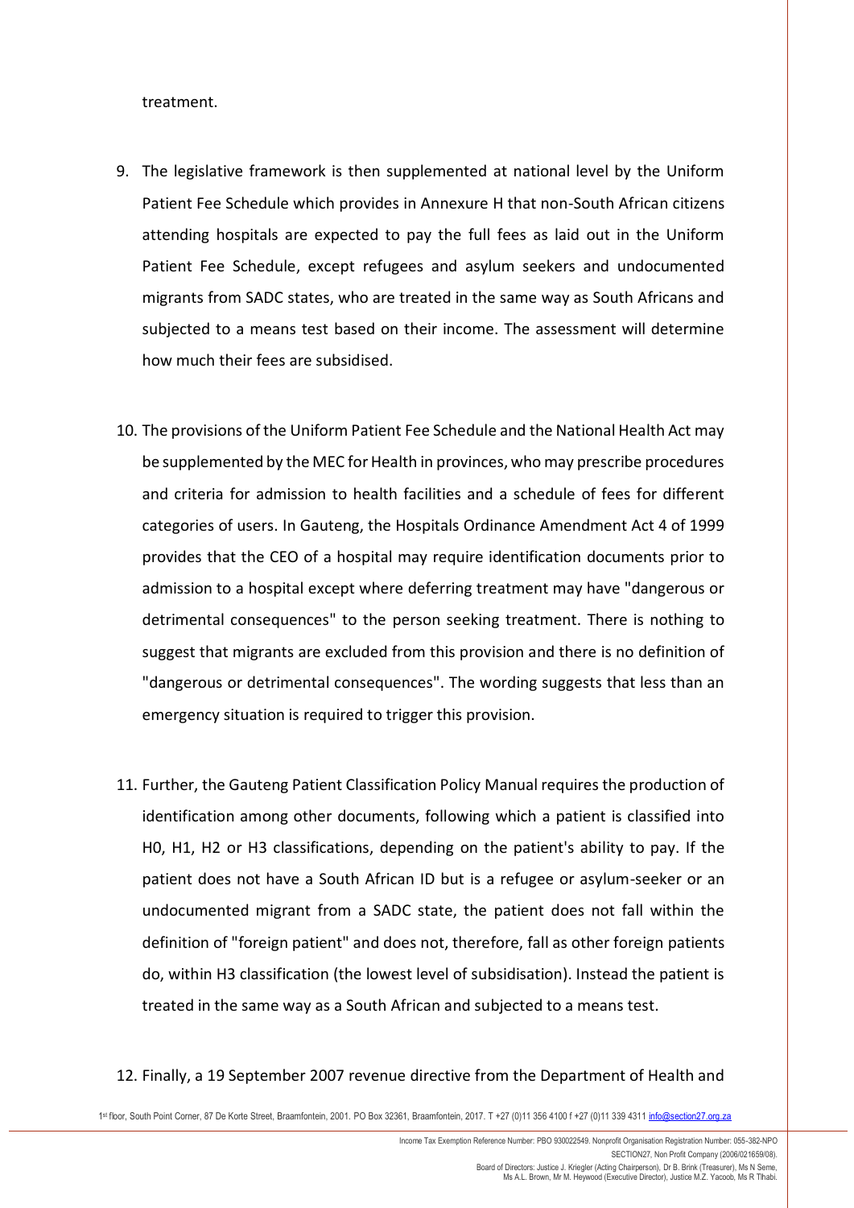treatment.

9. The legislative framework is then supplemented at national level by the Uniform Patient Fee Schedule which provides in Annexure H that non-South African citizens attending hospitals are expected to pay the full fees as laid out in the Uniform Patient Fee Schedule, except refugees and asylum seekers and undocumented migrants from SADC states, who are treated in the same way as South Africans and subjected to a means test based on their income. The assessment will determine how much their fees are subsidised.

10. The provisions of the Uniform Patient Fee Schedule and the National Health Act may be supplemented by the MEC for Health in provinces, who may prescribe procedures and criteria for admission to health facilities and a schedule of fees for different categories of users. In Gauteng, the Hospitals Ordinance Amendment Act 4 of 1999 provides that the CEO of a hospital may require identification documents prior to admission to a hospital except where deferring treatment may have "dangerous or detrimental consequences" to the person seeking treatment. There is nothing to suggest that migrants are excluded from this provision and there is no definition of "dangerous or detrimental consequences". The wording suggests that less than an emergency situation is required to trigger this provision.

11. Further, the Gauteng Patient Classification Policy Manual requires the production of identification among other documents, following which a patient is classified into H0, H1, H2 or H3 classifications, depending on the patient's ability to pay. If the patient does not have a South African ID but is a refugee or asylum-seeker or an undocumented migrant from a SADC state, the patient does not fall within the definition of "foreign patient" and does not, therefore, fall as other foreign patients do, within H3 classification (the lowest level of subsidisation). Instead the patient is treated in the same way as a South African and subjected to a means test.

12. Finally, a 19 September 2007 revenue directive from the Department of Health and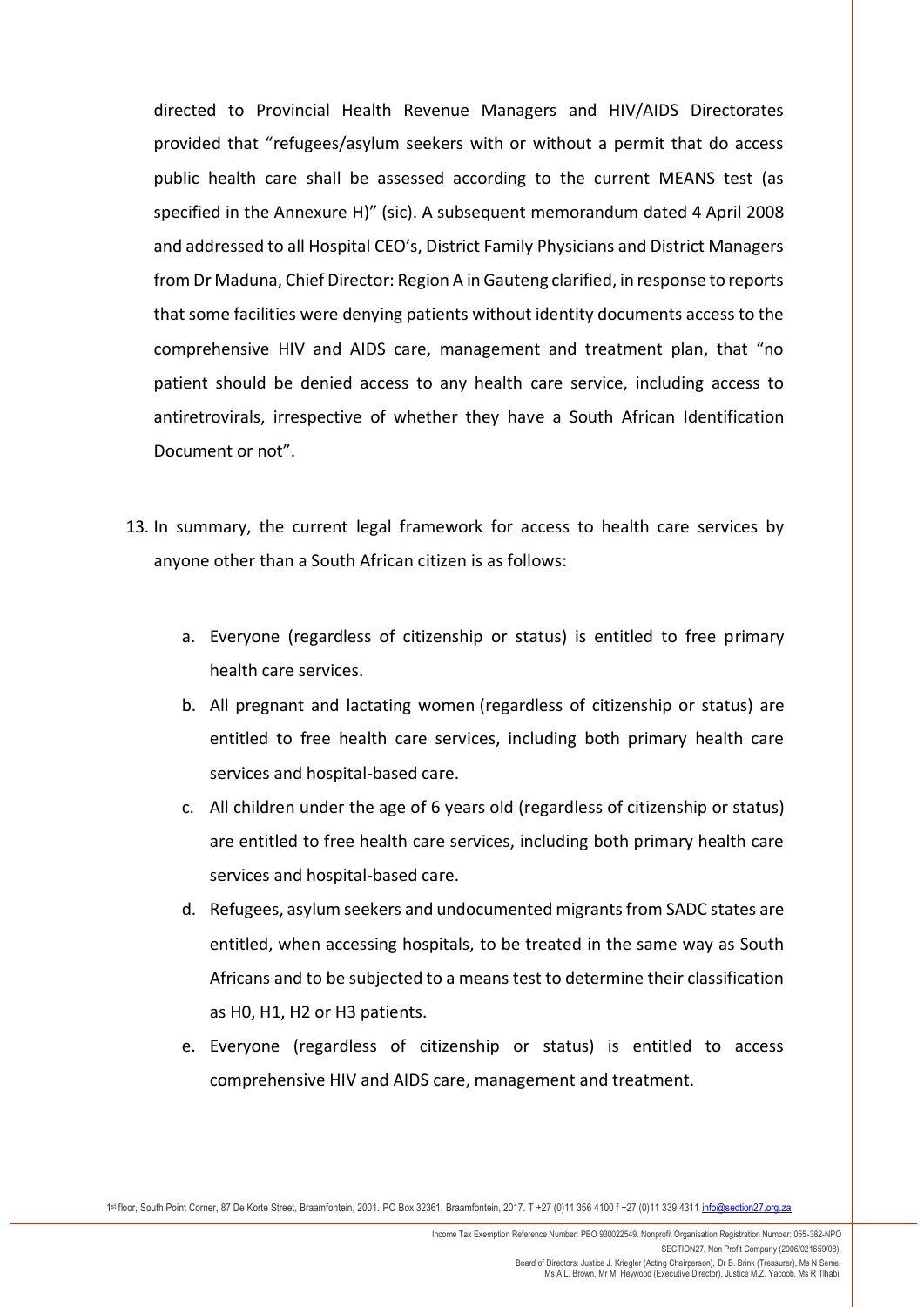directed to Provincial Health Revenue Managers and HIV/AIDS Directorates provided that "refugees/asylum seekers with or without a permit that do access public health care shall be assessed according to the current MEANS test (as specified in the Annexure H)" (sic). A subsequent memorandum dated 4 April 2008 and addressed to all Hospital CEO's, District Family Physicians and District Managers from Dr Maduna, Chief Director: Region A in Gauteng clarified, in response to reports that some facilities were denying patients without identity documents access to the comprehensive HIV and AIDS care, management and treatment plan, that "no patient should be denied access to any health care service, including access to antiretrovirals, irrespective of whether they have a South African Identification Document or not".

13. In summary, the current legal framework for access to health care services by anyone other than a South African citizen is as follows:

    a. Everyone (regardless of citizenship or status) is entitled to free primary health care services.

    b. All pregnant and lactating women (regardless of citizenship or status) are entitled to free health care services, including both primary health care services and hospital-based care.

    c. All children under the age of 6 years old (regardless of citizenship or status) are entitled to free health care services, including both primary health care services and hospital-based care.

    d. Refugees, asylum seekers and undocumented migrants from SADC states are entitled, when accessing hospitals, to be treated in the same way as South Africans and to be subjected to a means test to determine their classification as H0, H1, H2 or H3 patients.

    e. Everyone (regardless of citizenship or status) is entitled to access comprehensive HIV and AIDS care, management and treatment.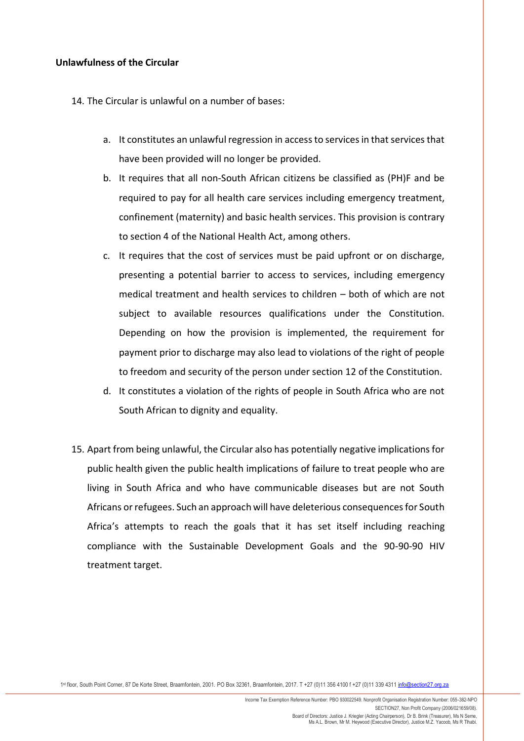**Unlawfulness of the Circular**

14. The Circular is unlawful on a number of bases:

    a. It constitutes an unlawful regression in access to services in that services that have been provided will no longer be provided.

    b. It requires that all non-South African citizens be classified as (PH)F and be required to pay for all health care services including emergency treatment, confinement (maternity) and basic health services. This provision is contrary to section 4 of the National Health Act, among others.

    c. It requires that the cost of services must be paid upfront or on discharge, presenting a potential barrier to access to services, including emergency medical treatment and health services to children – both of which are not subject to available resources qualifications under the Constitution. Depending on how the provision is implemented, the requirement for payment prior to discharge may also lead to violations of the right of people to freedom and security of the person under section 12 of the Constitution.

    d. It constitutes a violation of the rights of people in South Africa who are not South African to dignity and equality.

15. Apart from being unlawful, the Circular also has potentially negative implications for public health given the public health implications of failure to treat people who are living in South Africa and who have communicable diseases but are not South Africans or refugees. Such an approach will have deleterious consequences for South Africa's attempts to reach the goals that it has set itself including reaching compliance with the Sustainable Development Goals and the 90-90-90 HIV treatment target.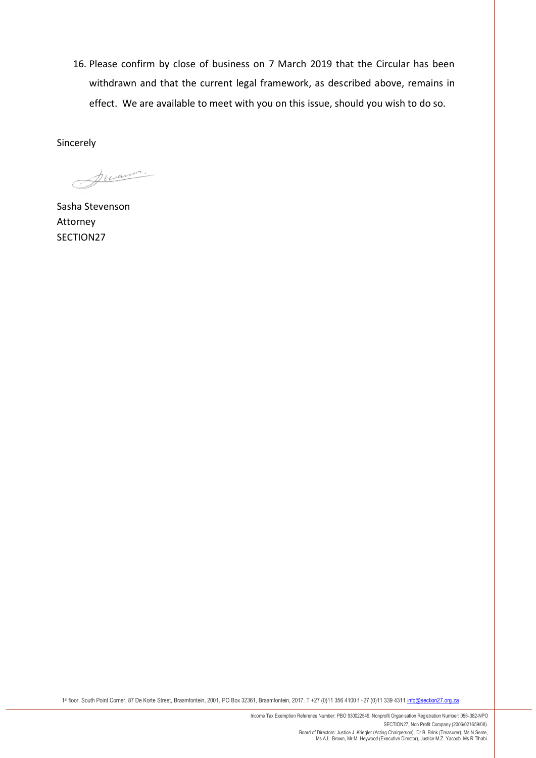16. Please confirm by close of business on 7 March 2019 that the Circular has been withdrawn and that the current legal framework, as described above, remains in effect. We are available to meet with you on this issue, should you wish to do so.

Sincerely

Sasha Stevenson
Attorney
SECTION27